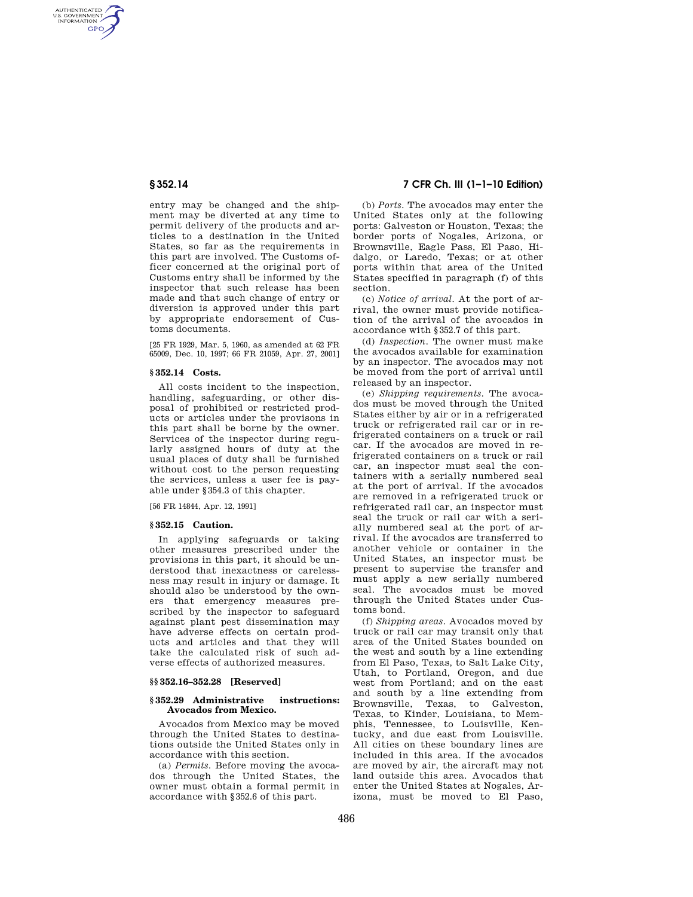entry may be changed and the shipment may be diverted at any time to permit delivery of the products and articles to a destination in the United States, so far as the requirements in this part are involved. The Customs officer concerned at the original port of Customs entry shall be informed by the inspector that such release has been made and that such change of entry or diversion is approved under this part by appropriate endorsement of Customs documents.

[25 FR 1929, Mar. 5, 1960, as amended at 62 FR 65009, Dec. 10, 1997; 66 FR 21059, Apr. 27, 2001]

### § 352.14 Costs.

All costs incident to the inspection, handling, safeguarding, or other disposal of prohibited or restricted products or articles under the provisons in this part shall be borne by the owner. Services of the inspector during regularly assigned hours of duty at the usual places of duty shall be furnished without cost to the person requesting the services, unless a user fee is payable under §354.3 of this chapter.

[56 FR 14844, Apr. 12, 1991]

### § 352.15 Caution.

In applying safeguards or taking other measures prescribed under the provisions in this part, it should be understood that inexactness or carelessness may result in injury or damage. It should also be understood by the owners that emergency measures prescribed by the inspector to safeguard against plant pest dissemination may have adverse effects on certain products and articles and that they will take the calculated risk of such adverse effects of authorized measures.

### §§ 352.16–352.28 [Reserved]

### § 352.29 Administrative instructions: Avocados from Mexico.

Avocados from Mexico may be moved through the United States to destinations outside the United States only in accordance with this section.

(a) *Permits.* Before moving the avocados through the United States, the owner must obtain a formal permit in accordance with §352.6 of this part.

(b) *Ports.* The avocados may enter the United States only at the following ports: Galveston or Houston, Texas; the border ports of Nogales, Arizona, or Brownsville, Eagle Pass, El Paso, Hidalgo, or Laredo, Texas; or at other ports within that area of the United States specified in paragraph (f) of this section.

(c) *Notice of arrival.* At the port of arrival, the owner must provide notification of the arrival of the avocados in accordance with §352.7 of this part.

(d) *Inspection.* The owner must make the avocados available for examination by an inspector. The avocados may not be moved from the port of arrival until released by an inspector.

(e) *Shipping requirements.* The avocados must be moved through the United States either by air or in a refrigerated truck or refrigerated rail car or in refrigerated containers on a truck or rail car. If the avocados are moved in refrigerated containers on a truck or rail car, an inspector must seal the containers with a serially numbered seal at the port of arrival. If the avocados are removed in a refrigerated truck or refrigerated rail car, an inspector must seal the truck or rail car with a serially numbered seal at the port of arrival. If the avocados are transferred to another vehicle or container in the United States, an inspector must be present to supervise the transfer and must apply a new serially numbered seal. The avocados must be moved through the United States under Customs bond.

(f) *Shipping areas.* Avocados moved by truck or rail car may transit only that area of the United States bounded on the west and south by a line extending from El Paso, Texas, to Salt Lake City, Utah, to Portland, Oregon, and due west from Portland; and on the east and south by a line extending from Brownsville, Texas, to Galveston, Texas, to Kinder, Louisiana, to Memphis, Tennessee, to Louisville, Kentucky, and due east from Louisville. All cities on these boundary lines are included in this area. If the avocados are moved by air, the aircraft may not land outside this area. Avocados that enter the United States at Nogales, Arizona, must be moved to El Paso,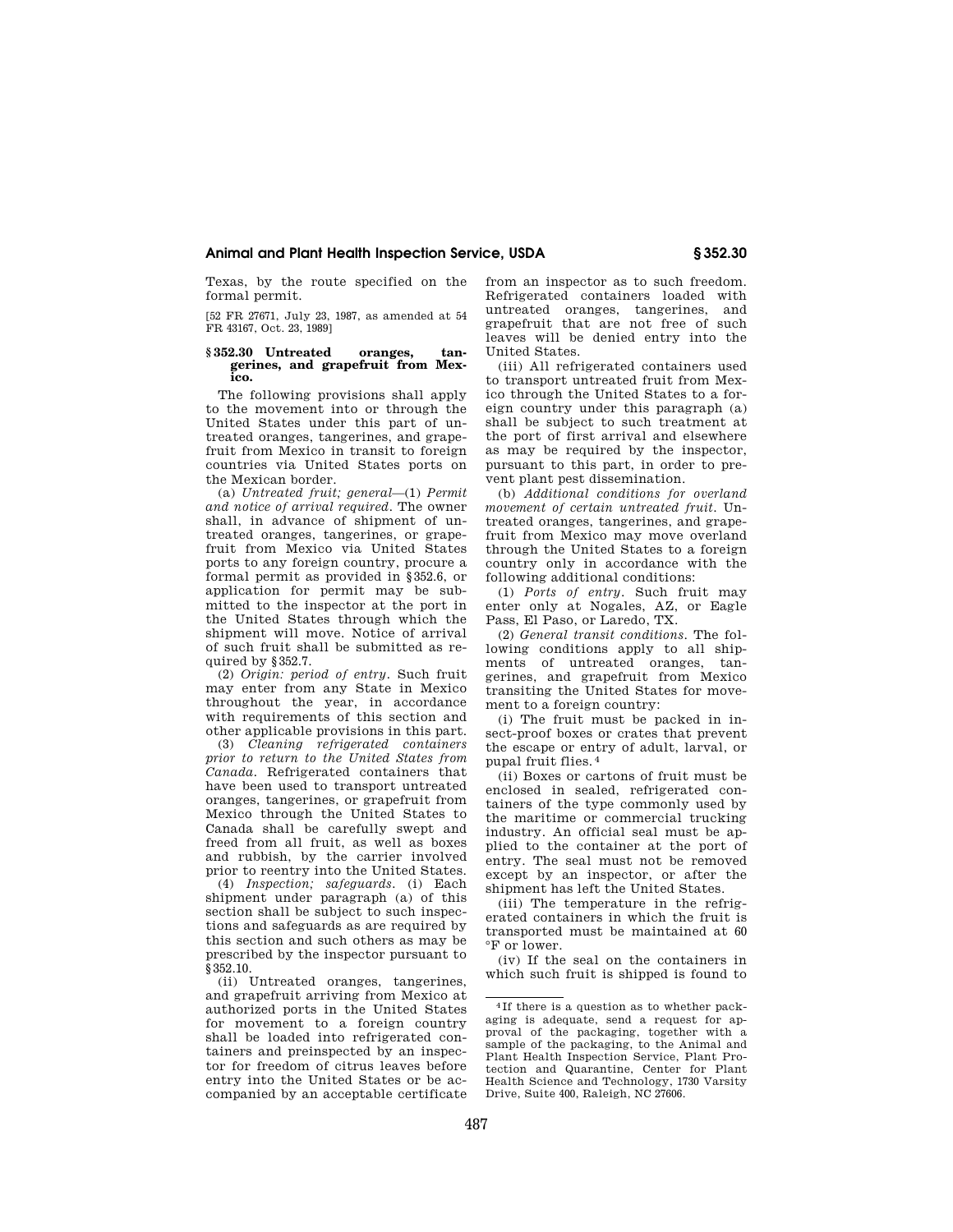Texas, by the route specified on the formal permit.

[52 FR 27671, July 23, 1987, as amended at 54 FR 43167, Oct. 23, 1989]

### § 352.30 Untreated oranges, tangerines, and grapefruit from Mexico.

The following provisions shall apply to the movement into or through the United States under this part of untreated oranges, tangerines, and grapefruit from Mexico in transit to foreign countries via United States ports on the Mexican border.

(a) *Untreated fruit; general*—(1) *Permit and notice of arrival required*. The owner shall, in advance of shipment of untreated oranges, tangerines, or grapefruit from Mexico via United States ports to any foreign country, procure a formal permit as provided in §352.6, or application for permit may be submitted to the inspector at the port in the United States through which the shipment will move. Notice of arrival of such fruit shall be submitted as required by §352.7.

(2) *Origin: period of entry*. Such fruit may enter from any State in Mexico throughout the year, in accordance with requirements of this section and other applicable provisions in this part.

(3) *Cleaning refrigerated containers prior to return to the United States from Canada*. Refrigerated containers that have been used to transport untreated oranges, tangerines, or grapefruit from Mexico through the United States to Canada shall be carefully swept and freed from all fruit, as well as boxes and rubbish, by the carrier involved prior to reentry into the United States.

(4) *Inspection; safeguards*. (i) Each shipment under paragraph (a) of this section shall be subject to such inspections and safeguards as are required by this section and such others as may be prescribed by the inspector pursuant to §352.10.

(ii) Untreated oranges, tangerines, and grapefruit arriving from Mexico at authorized ports in the United States for movement to a foreign country shall be loaded into refrigerated containers and preinspected by an inspector for freedom of citrus leaves before entry into the United States or be accompanied by an acceptable certificate from an inspector as to such freedom. Refrigerated containers loaded with untreated oranges, tangerines, and grapefruit that are not free of such leaves will be denied entry into the United States.

(iii) All refrigerated containers used to transport untreated fruit from Mexico through the United States to a foreign country under this paragraph (a) shall be subject to such treatment at the port of first arrival and elsewhere as may be required by the inspector, pursuant to this part, in order to prevent plant pest dissemination.

(b) *Additional conditions for overland movement of certain untreated fruit*. Untreated oranges, tangerines, and grapefruit from Mexico may move overland through the United States to a foreign country only in accordance with the following additional conditions:

(1) *Ports of entry*. Such fruit may enter only at Nogales, AZ, or Eagle Pass, El Paso, or Laredo, TX.

(2) *General transit conditions*. The following conditions apply to all shipments of untreated oranges, tangerines, and grapefruit from Mexico transiting the United States for movement to a foreign country:

(i) The fruit must be packed in insect-proof boxes or crates that prevent the escape or entry of adult, larval, or pupal fruit flies.[4]

(ii) Boxes or cartons of fruit must be enclosed in sealed, refrigerated containers of the type commonly used by the maritime or commercial trucking industry. An official seal must be applied to the container at the port of entry. The seal must not be removed except by an inspector, or after the shipment has left the United States.

(iii) The temperature in the refrigerated containers in which the fruit is transported must be maintained at 60 °F or lower.

(iv) If the seal on the containers in which such fruit is shipped is found to

[4] If there is a question as to whether packaging is adequate, send a request for approval of the packaging, together with a sample of the packaging, to the Animal and Plant Health Inspection Service, Plant Protection and Quarantine, Center for Plant Health Science and Technology, 1730 Varsity Drive, Suite 400, Raleigh, NC 27606.